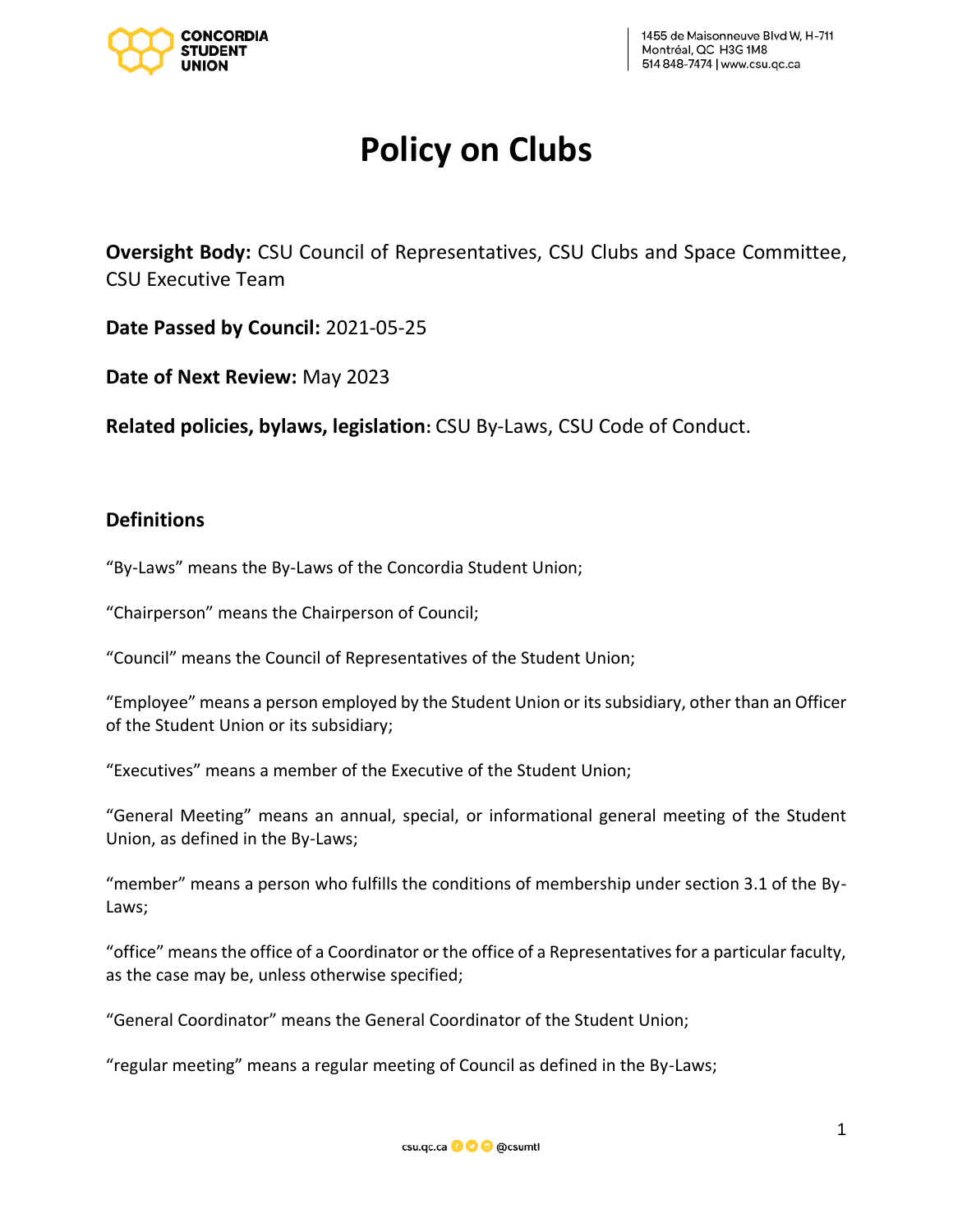# Policy on Clubs

**Oversight Body:** CSU Council of Representatives, CSU Clubs and Space Committee, CSU Executive Team

**Date Passed by Council:** 2021-05-25

**Date of Next Review:** May 2023

**Related policies, bylaws, legislation:** CSU By-Laws, CSU Code of Conduct.

## Definitions

"By-Laws" means the By-Laws of the Concordia Student Union;

"Chairperson" means the Chairperson of Council;

"Council" means the Council of Representatives of the Student Union;

"Employee" means a person employed by the Student Union or its subsidiary, other than an Officer of the Student Union or its subsidiary;

"Executives" means a member of the Executive of the Student Union;

"General Meeting" means an annual, special, or informational general meeting of the Student Union, as defined in the By-Laws;

"member" means a person who fulfills the conditions of membership under section 3.1 of the By-Laws;

"office" means the office of a Coordinator or the office of a Representatives for a particular faculty, as the case may be, unless otherwise specified;

"General Coordinator" means the General Coordinator of the Student Union;

"regular meeting" means a regular meeting of Council as defined in the By-Laws;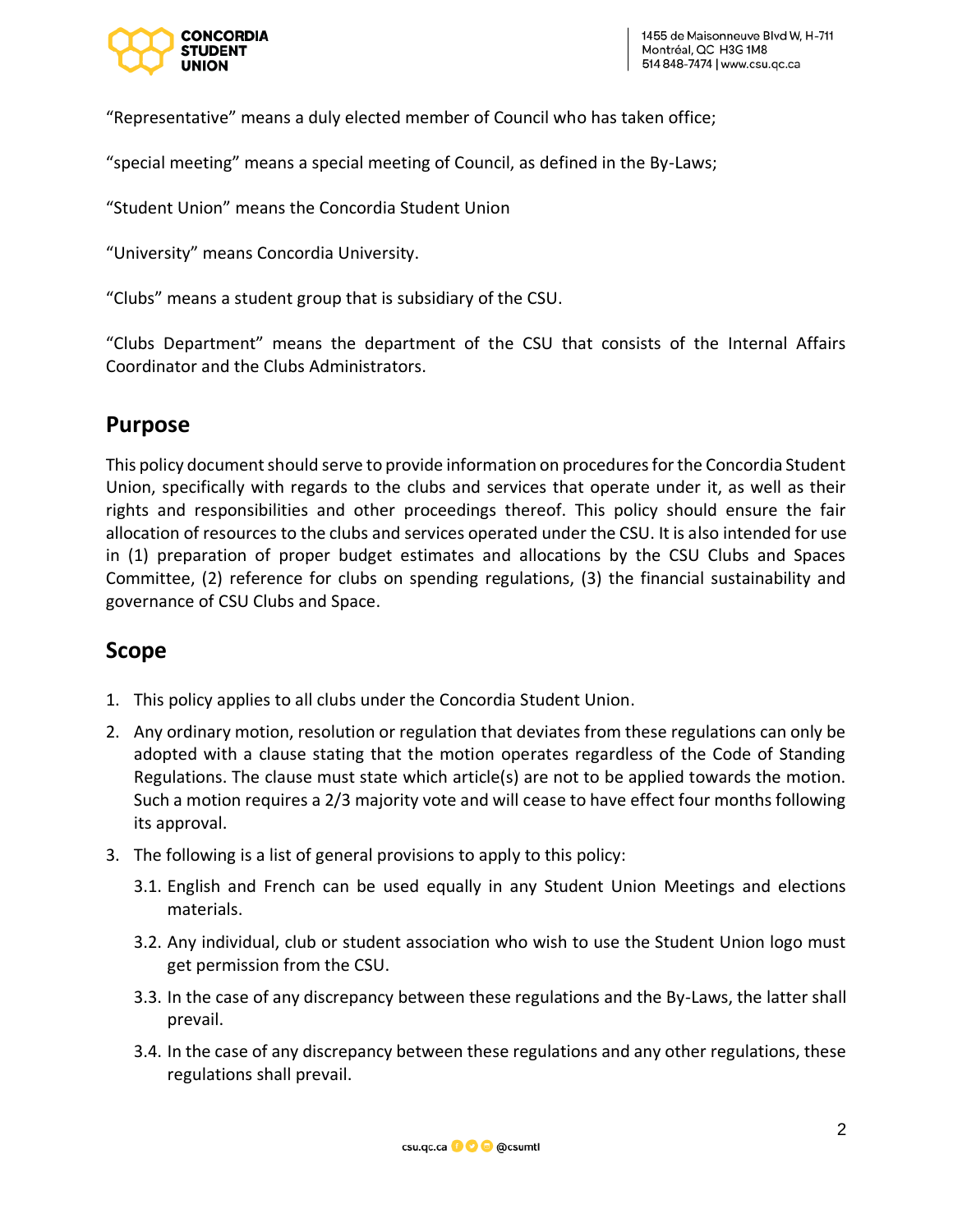“Representative” means a duly elected member of Council who has taken office;

“special meeting” means a special meeting of Council, as defined in the By-Laws;

“Student Union” means the Concordia Student Union

“University” means Concordia University.

“Clubs” means a student group that is subsidiary of the CSU.

“Clubs Department” means the department of the CSU that consists of the Internal Affairs Coordinator and the Clubs Administrators.

## Purpose

This policy document should serve to provide information on procedures for the Concordia Student Union, specifically with regards to the clubs and services that operate under it, as well as their rights and responsibilities and other proceedings thereof. This policy should ensure the fair allocation of resources to the clubs and services operated under the CSU. It is also intended for use in (1) preparation of proper budget estimates and allocations by the CSU Clubs and Spaces Committee, (2) reference for clubs on spending regulations, (3) the financial sustainability and governance of CSU Clubs and Space.

## Scope

1. This policy applies to all clubs under the Concordia Student Union.
2. Any ordinary motion, resolution or regulation that deviates from these regulations can only be adopted with a clause stating that the motion operates regardless of the Code of Standing Regulations. The clause must state which article(s) are not to be applied towards the motion. Such a motion requires a 2/3 majority vote and will cease to have effect four months following its approval.
3. The following is a list of general provisions to apply to this policy:
   - 3.1. English and French can be used equally in any Student Union Meetings and elections materials.
   - 3.2. Any individual, club or student association who wish to use the Student Union logo must get permission from the CSU.
   - 3.3. In the case of any discrepancy between these regulations and the By-Laws, the latter shall prevail.
   - 3.4. In the case of any discrepancy between these regulations and any other regulations, these regulations shall prevail.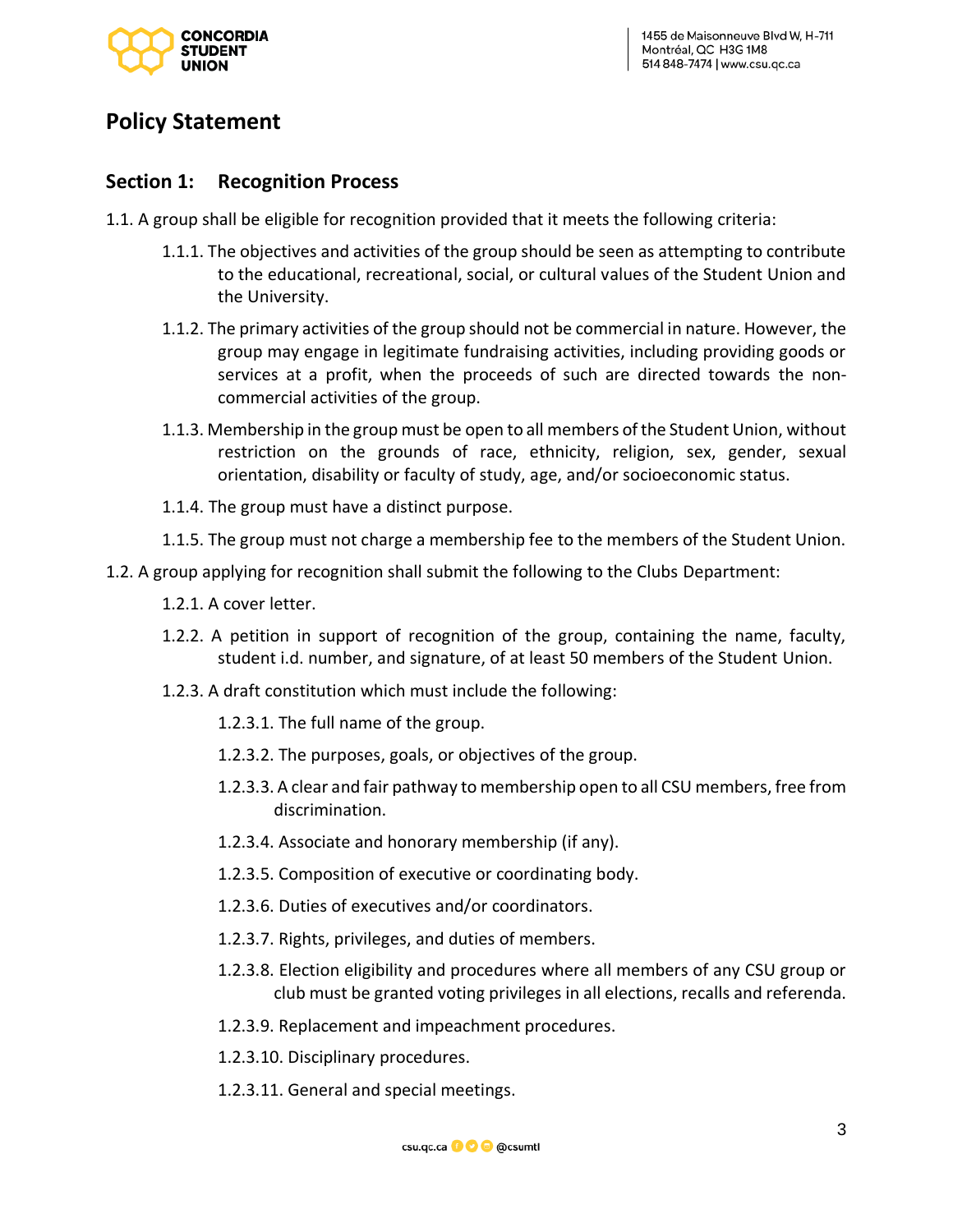## Policy Statement

### Section 1: Recognition Process

1.1. A group shall be eligible for recognition provided that it meets the following criteria:

- 1.1.1. The objectives and activities of the group should be seen as attempting to contribute to the educational, recreational, social, or cultural values of the Student Union and the University.
- 1.1.2. The primary activities of the group should not be commercial in nature. However, the group may engage in legitimate fundraising activities, including providing goods or services at a profit, when the proceeds of such are directed towards the non-commercial activities of the group.
- 1.1.3. Membership in the group must be open to all members of the Student Union, without restriction on the grounds of race, ethnicity, religion, sex, gender, sexual orientation, disability or faculty of study, age, and/or socioeconomic status.
- 1.1.4. The group must have a distinct purpose.
- 1.1.5. The group must not charge a membership fee to the members of the Student Union.

1.2. A group applying for recognition shall submit the following to the Clubs Department:

- 1.2.1. A cover letter.
- 1.2.2. A petition in support of recognition of the group, containing the name, faculty, student i.d. number, and signature, of at least 50 members of the Student Union.
- 1.2.3. A draft constitution which must include the following:
  - 1.2.3.1. The full name of the group.
  - 1.2.3.2. The purposes, goals, or objectives of the group.
  - 1.2.3.3. A clear and fair pathway to membership open to all CSU members, free from discrimination.
  - 1.2.3.4. Associate and honorary membership (if any).
  - 1.2.3.5. Composition of executive or coordinating body.
  - 1.2.3.6. Duties of executives and/or coordinators.
  - 1.2.3.7. Rights, privileges, and duties of members.
  - 1.2.3.8. Election eligibility and procedures where all members of any CSU group or club must be granted voting privileges in all elections, recalls and referenda.
  - 1.2.3.9. Replacement and impeachment procedures.
  - 1.2.3.10. Disciplinary procedures.
  - 1.2.3.11. General and special meetings.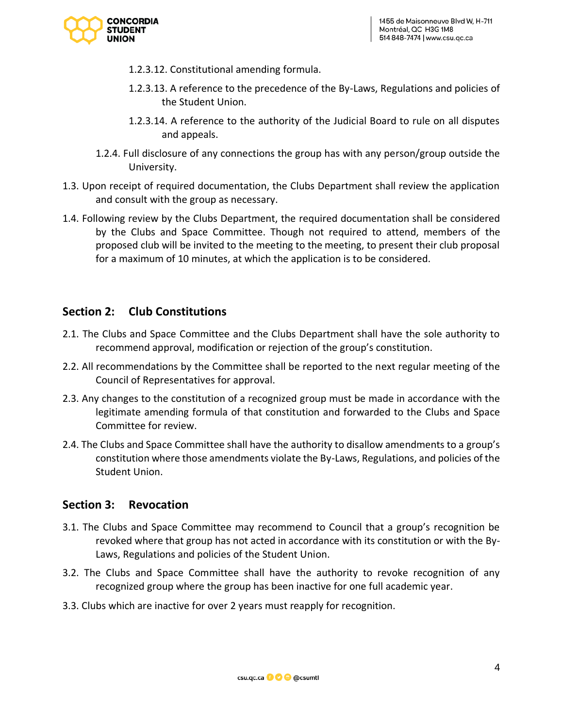1.2.3.12. Constitutional amending formula.

1.2.3.13. A reference to the precedence of the By-Laws, Regulations and policies of the Student Union.

1.2.3.14. A reference to the authority of the Judicial Board to rule on all disputes and appeals.

1.2.4. Full disclosure of any connections the group has with any person/group outside the University.

1.3. Upon receipt of required documentation, the Clubs Department shall review the application and consult with the group as necessary.

1.4. Following review by the Clubs Department, the required documentation shall be considered by the Clubs and Space Committee. Though not required to attend, members of the proposed club will be invited to the meeting to the meeting, to present their club proposal for a maximum of 10 minutes, at which the application is to be considered.

## Section 2: Club Constitutions

2.1. The Clubs and Space Committee and the Clubs Department shall have the sole authority to recommend approval, modification or rejection of the group's constitution.

2.2. All recommendations by the Committee shall be reported to the next regular meeting of the Council of Representatives for approval.

2.3. Any changes to the constitution of a recognized group must be made in accordance with the legitimate amending formula of that constitution and forwarded to the Clubs and Space Committee for review.

2.4. The Clubs and Space Committee shall have the authority to disallow amendments to a group's constitution where those amendments violate the By-Laws, Regulations, and policies of the Student Union.

## Section 3: Revocation

3.1. The Clubs and Space Committee may recommend to Council that a group's recognition be revoked where that group has not acted in accordance with its constitution or with the By-Laws, Regulations and policies of the Student Union.

3.2. The Clubs and Space Committee shall have the authority to revoke recognition of any recognized group where the group has been inactive for one full academic year.

3.3. Clubs which are inactive for over 2 years must reapply for recognition.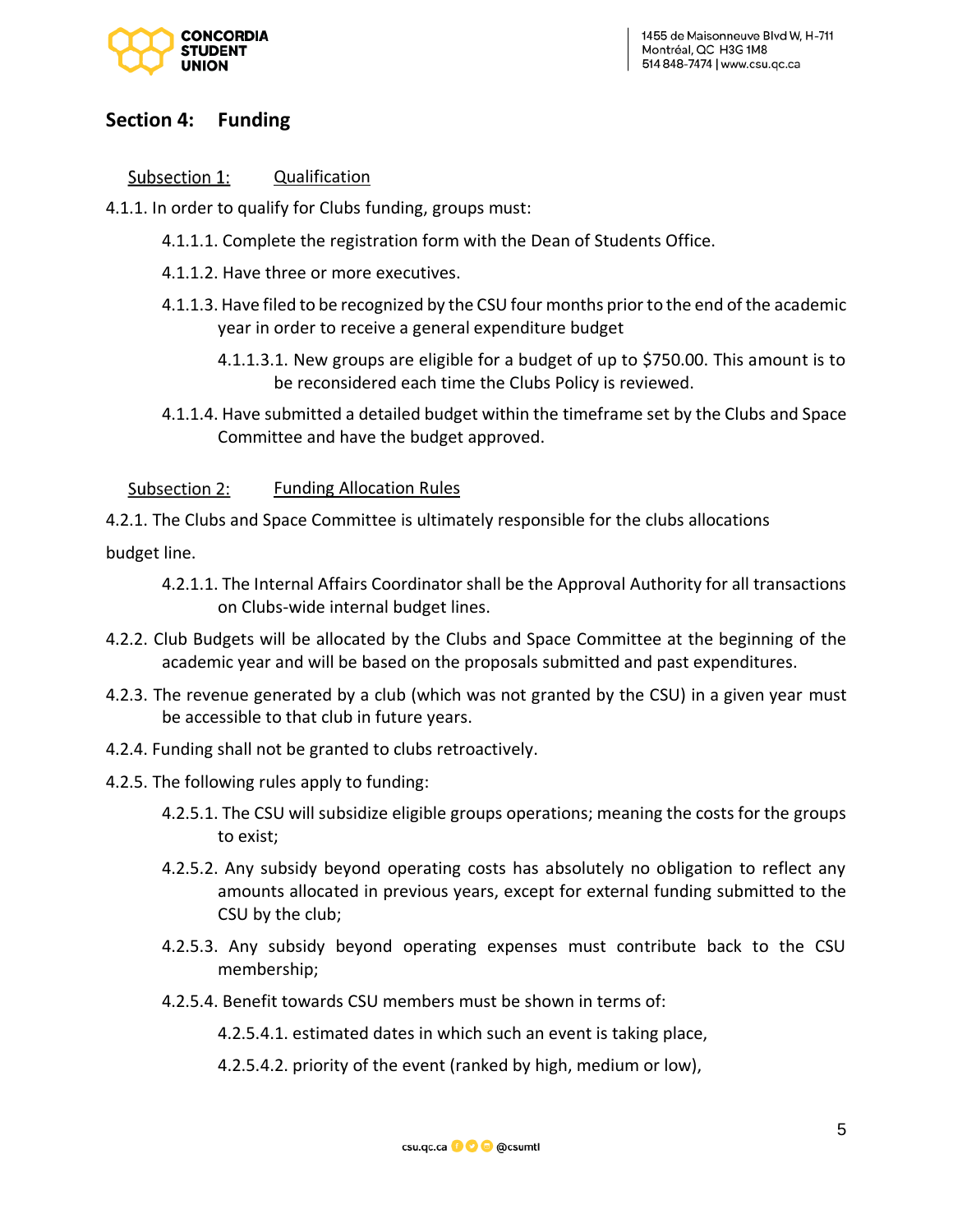## Section 4: Funding

### Subsection 1: Qualification

4.1.1. In order to qualify for Clubs funding, groups must:

4.1.1.1. Complete the registration form with the Dean of Students Office.

4.1.1.2. Have three or more executives.

4.1.1.3. Have filed to be recognized by the CSU four months prior to the end of the academic year in order to receive a general expenditure budget

4.1.1.3.1. New groups are eligible for a budget of up to $750.00. This amount is to be reconsidered each time the Clubs Policy is reviewed.

4.1.1.4. Have submitted a detailed budget within the timeframe set by the Clubs and Space Committee and have the budget approved.

### Subsection 2: Funding Allocation Rules

4.2.1. The Clubs and Space Committee is ultimately responsible for the clubs allocations budget line.

4.2.1.1. The Internal Affairs Coordinator shall be the Approval Authority for all transactions on Clubs-wide internal budget lines.

4.2.2. Club Budgets will be allocated by the Clubs and Space Committee at the beginning of the academic year and will be based on the proposals submitted and past expenditures.

4.2.3. The revenue generated by a club (which was not granted by the CSU) in a given year must be accessible to that club in future years.

4.2.4. Funding shall not be granted to clubs retroactively.

4.2.5. The following rules apply to funding:

4.2.5.1. The CSU will subsidize eligible groups operations; meaning the costs for the groups to exist;

4.2.5.2. Any subsidy beyond operating costs has absolutely no obligation to reflect any amounts allocated in previous years, except for external funding submitted to the CSU by the club;

4.2.5.3. Any subsidy beyond operating expenses must contribute back to the CSU membership;

4.2.5.4. Benefit towards CSU members must be shown in terms of:

4.2.5.4.1. estimated dates in which such an event is taking place,

4.2.5.4.2. priority of the event (ranked by high, medium or low),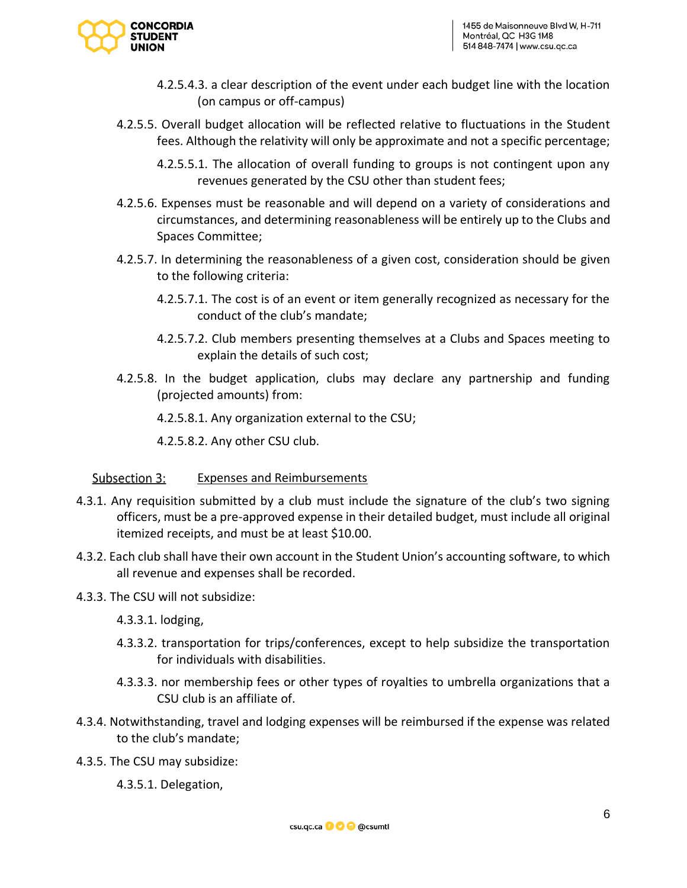4.2.5.4.3. a clear description of the event under each budget line with the location (on campus or off-campus)

4.2.5.5. Overall budget allocation will be reflected relative to fluctuations in the Student fees. Although the relativity will only be approximate and not a specific percentage;

4.2.5.5.1. The allocation of overall funding to groups is not contingent upon any revenues generated by the CSU other than student fees;

4.2.5.6. Expenses must be reasonable and will depend on a variety of considerations and circumstances, and determining reasonableness will be entirely up to the Clubs and Spaces Committee;

4.2.5.7. In determining the reasonableness of a given cost, consideration should be given to the following criteria:

4.2.5.7.1. The cost is of an event or item generally recognized as necessary for the conduct of the club's mandate;

4.2.5.7.2. Club members presenting themselves at a Clubs and Spaces meeting to explain the details of such cost;

4.2.5.8. In the budget application, clubs may declare any partnership and funding (projected amounts) from:

4.2.5.8.1. Any organization external to the CSU;

4.2.5.8.2. Any other CSU club.

## Subsection 3: Expenses and Reimbursements

4.3.1. Any requisition submitted by a club must include the signature of the club's two signing officers, must be a pre-approved expense in their detailed budget, must include all original itemized receipts, and must be at least $10.00.

4.3.2. Each club shall have their own account in the Student Union's accounting software, to which all revenue and expenses shall be recorded.

4.3.3. The CSU will not subsidize:

4.3.3.1. lodging,

4.3.3.2. transportation for trips/conferences, except to help subsidize the transportation for individuals with disabilities.

4.3.3.3. nor membership fees or other types of royalties to umbrella organizations that a CSU club is an affiliate of.

4.3.4. Notwithstanding, travel and lodging expenses will be reimbursed if the expense was related to the club's mandate;

4.3.5. The CSU may subsidize:

4.3.5.1. Delegation,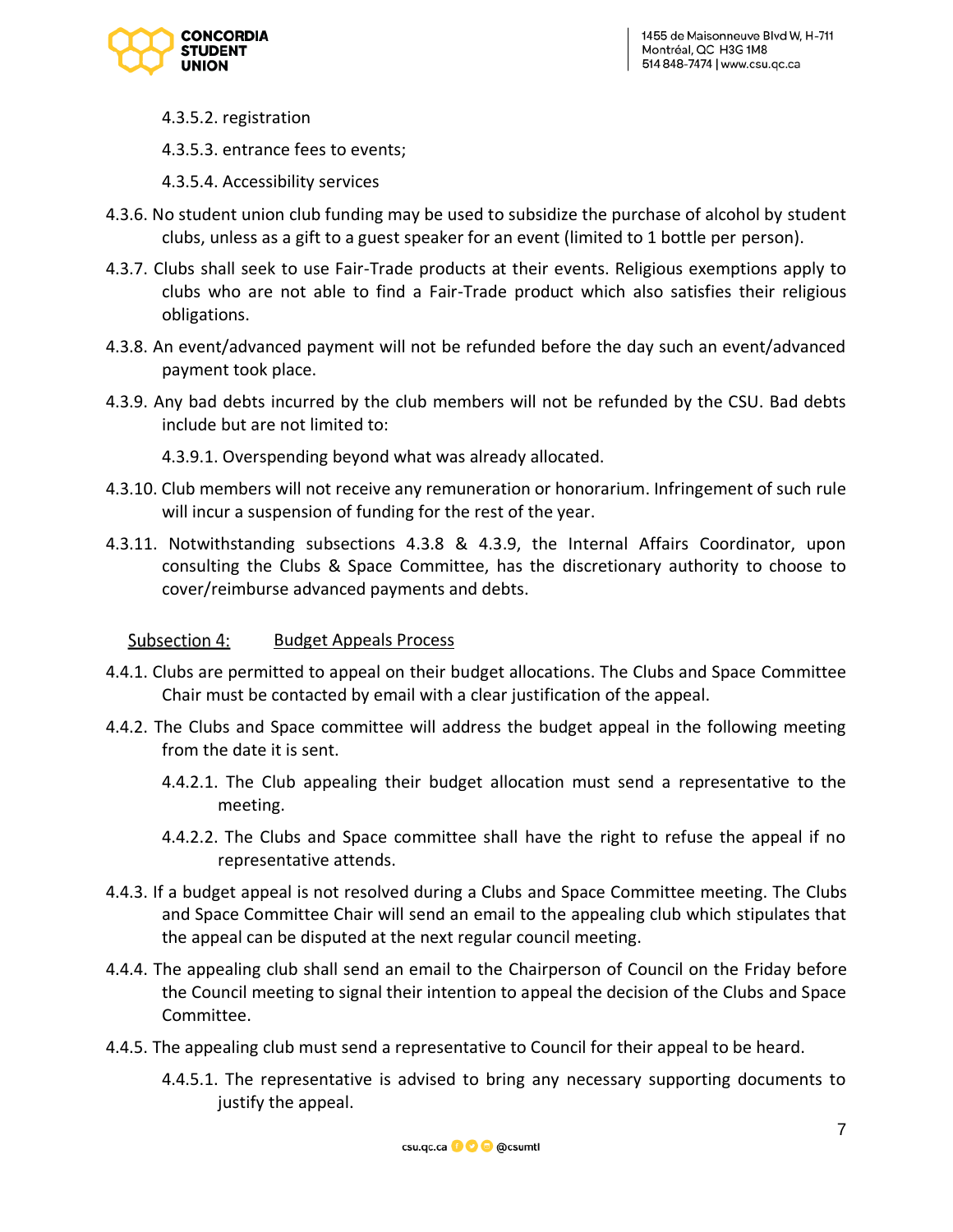4.3.5.2. registration

4.3.5.3. entrance fees to events;

4.3.5.4. Accessibility services

4.3.6. No student union club funding may be used to subsidize the purchase of alcohol by student clubs, unless as a gift to a guest speaker for an event (limited to 1 bottle per person).

4.3.7. Clubs shall seek to use Fair-Trade products at their events. Religious exemptions apply to clubs who are not able to find a Fair-Trade product which also satisfies their religious obligations.

4.3.8. An event/advanced payment will not be refunded before the day such an event/advanced payment took place.

4.3.9. Any bad debts incurred by the club members will not be refunded by the CSU. Bad debts include but are not limited to:

4.3.9.1. Overspending beyond what was already allocated.

4.3.10. Club members will not receive any remuneration or honorarium. Infringement of such rule will incur a suspension of funding for the rest of the year.

4.3.11. Notwithstanding subsections 4.3.8 & 4.3.9, the Internal Affairs Coordinator, upon consulting the Clubs & Space Committee, has the discretionary authority to choose to cover/reimburse advanced payments and debts.

## Subsection 4: Budget Appeals Process

4.4.1. Clubs are permitted to appeal on their budget allocations. The Clubs and Space Committee Chair must be contacted by email with a clear justification of the appeal.

4.4.2. The Clubs and Space committee will address the budget appeal in the following meeting from the date it is sent.

4.4.2.1. The Club appealing their budget allocation must send a representative to the meeting.

4.4.2.2. The Clubs and Space committee shall have the right to refuse the appeal if no representative attends.

4.4.3. If a budget appeal is not resolved during a Clubs and Space Committee meeting. The Clubs and Space Committee Chair will send an email to the appealing club which stipulates that the appeal can be disputed at the next regular council meeting.

4.4.4. The appealing club shall send an email to the Chairperson of Council on the Friday before the Council meeting to signal their intention to appeal the decision of the Clubs and Space Committee.

4.4.5. The appealing club must send a representative to Council for their appeal to be heard.

4.4.5.1. The representative is advised to bring any necessary supporting documents to justify the appeal.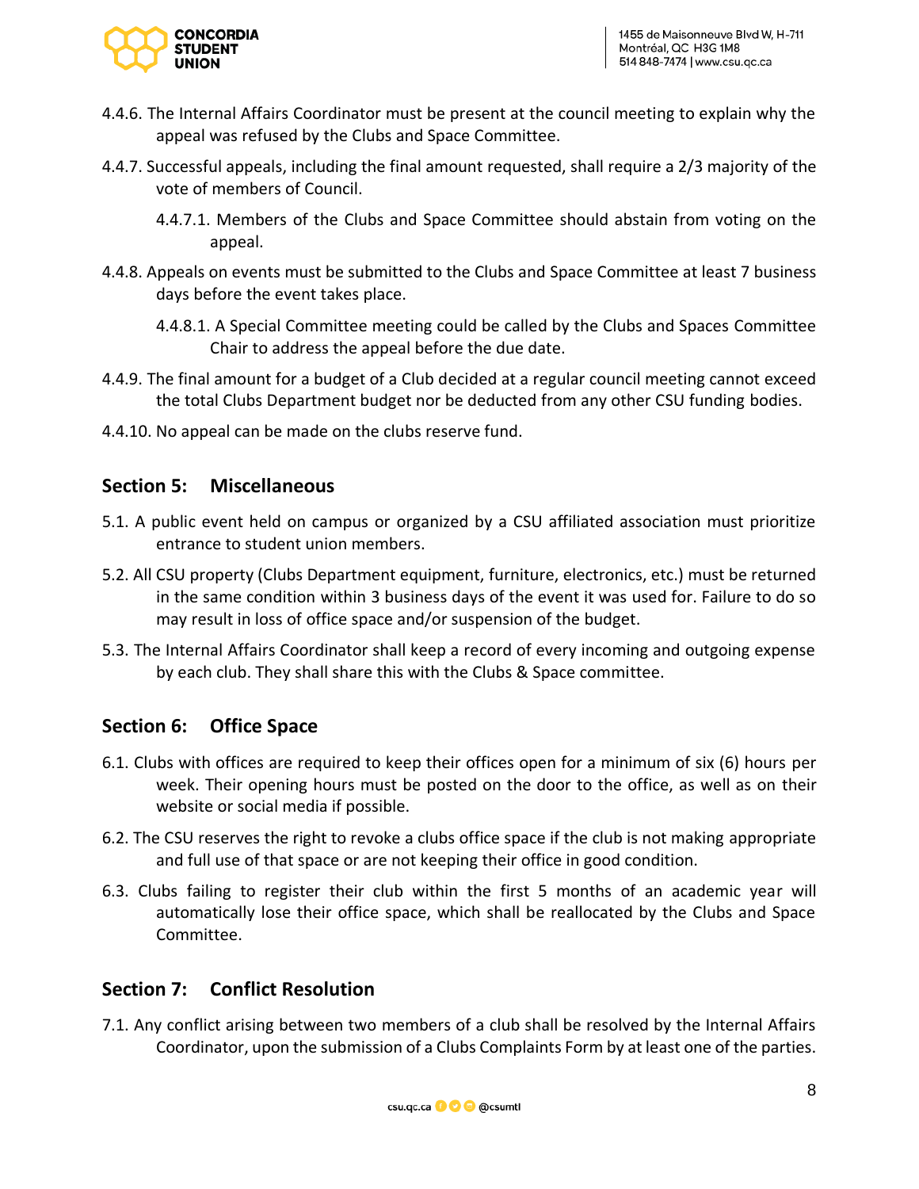4.4.6. The Internal Affairs Coordinator must be present at the council meeting to explain why the appeal was refused by the Clubs and Space Committee.

4.4.7. Successful appeals, including the final amount requested, shall require a 2/3 majority of the vote of members of Council.

4.4.7.1. Members of the Clubs and Space Committee should abstain from voting on the appeal.

4.4.8. Appeals on events must be submitted to the Clubs and Space Committee at least 7 business days before the event takes place.

4.4.8.1. A Special Committee meeting could be called by the Clubs and Spaces Committee Chair to address the appeal before the due date.

4.4.9. The final amount for a budget of a Club decided at a regular council meeting cannot exceed the total Clubs Department budget nor be deducted from any other CSU funding bodies.

4.4.10. No appeal can be made on the clubs reserve fund.

## Section 5: Miscellaneous

5.1. A public event held on campus or organized by a CSU affiliated association must prioritize entrance to student union members.

5.2. All CSU property (Clubs Department equipment, furniture, electronics, etc.) must be returned in the same condition within 3 business days of the event it was used for. Failure to do so may result in loss of office space and/or suspension of the budget.

5.3. The Internal Affairs Coordinator shall keep a record of every incoming and outgoing expense by each club. They shall share this with the Clubs & Space committee.

## Section 6: Office Space

6.1. Clubs with offices are required to keep their offices open for a minimum of six (6) hours per week. Their opening hours must be posted on the door to the office, as well as on their website or social media if possible.

6.2. The CSU reserves the right to revoke a clubs office space if the club is not making appropriate and full use of that space or are not keeping their office in good condition.

6.3. Clubs failing to register their club within the first 5 months of an academic year will automatically lose their office space, which shall be reallocated by the Clubs and Space Committee.

## Section 7: Conflict Resolution

7.1. Any conflict arising between two members of a club shall be resolved by the Internal Affairs Coordinator, upon the submission of a Clubs Complaints Form by at least one of the parties.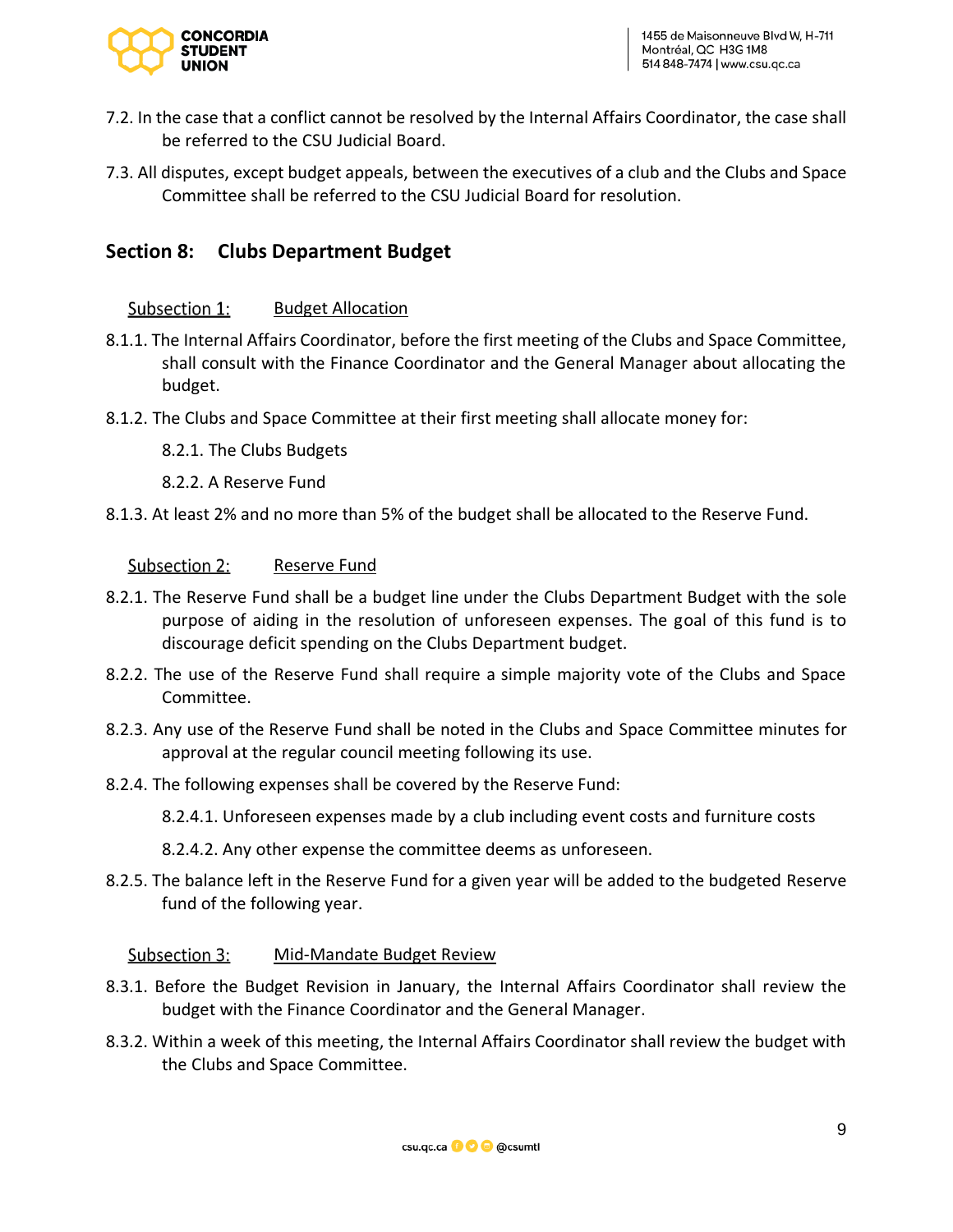7.2. In the case that a conflict cannot be resolved by the Internal Affairs Coordinator, the case shall be referred to the CSU Judicial Board.

7.3. All disputes, except budget appeals, between the executives of a club and the Clubs and Space Committee shall be referred to the CSU Judicial Board for resolution.

## Section 8: Clubs Department Budget

### Subsection 1: Budget Allocation

8.1.1. The Internal Affairs Coordinator, before the first meeting of the Clubs and Space Committee, shall consult with the Finance Coordinator and the General Manager about allocating the budget.

8.1.2. The Clubs and Space Committee at their first meeting shall allocate money for:

- 8.2.1. The Clubs Budgets
- 8.2.2. A Reserve Fund

8.1.3. At least 2% and no more than 5% of the budget shall be allocated to the Reserve Fund.

### Subsection 2: Reserve Fund

8.2.1. The Reserve Fund shall be a budget line under the Clubs Department Budget with the sole purpose of aiding in the resolution of unforeseen expenses. The goal of this fund is to discourage deficit spending on the Clubs Department budget.

8.2.2. The use of the Reserve Fund shall require a simple majority vote of the Clubs and Space Committee.

8.2.3. Any use of the Reserve Fund shall be noted in the Clubs and Space Committee minutes for approval at the regular council meeting following its use.

8.2.4. The following expenses shall be covered by the Reserve Fund:

- 8.2.4.1. Unforeseen expenses made by a club including event costs and furniture costs
- 8.2.4.2. Any other expense the committee deems as unforeseen.

8.2.5. The balance left in the Reserve Fund for a given year will be added to the budgeted Reserve fund of the following year.

### Subsection 3: Mid-Mandate Budget Review

8.3.1. Before the Budget Revision in January, the Internal Affairs Coordinator shall review the budget with the Finance Coordinator and the General Manager.

8.3.2. Within a week of this meeting, the Internal Affairs Coordinator shall review the budget with the Clubs and Space Committee.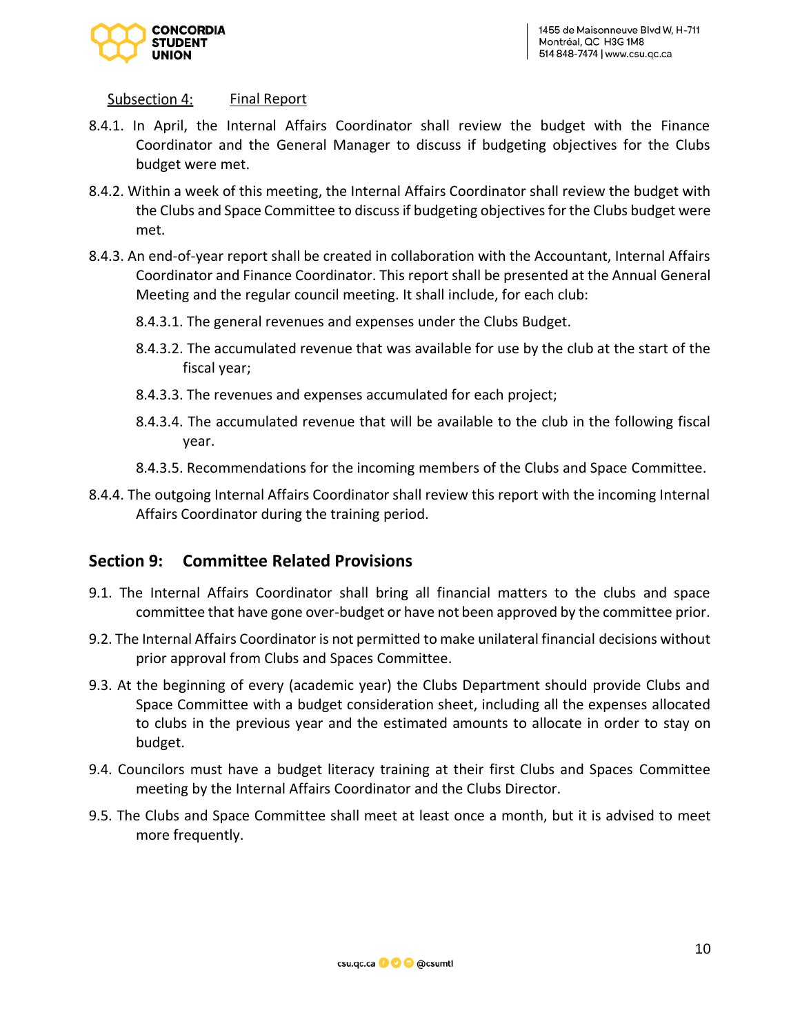### Subsection 4: Final Report

8.4.1. In April, the Internal Affairs Coordinator shall review the budget with the Finance Coordinator and the General Manager to discuss if budgeting objectives for the Clubs budget were met.

8.4.2. Within a week of this meeting, the Internal Affairs Coordinator shall review the budget with the Clubs and Space Committee to discuss if budgeting objectives for the Clubs budget were met.

8.4.3. An end-of-year report shall be created in collaboration with the Accountant, Internal Affairs Coordinator and Finance Coordinator. This report shall be presented at the Annual General Meeting and the regular council meeting. It shall include, for each club:

8.4.3.1. The general revenues and expenses under the Clubs Budget.

8.4.3.2. The accumulated revenue that was available for use by the club at the start of the fiscal year;

8.4.3.3. The revenues and expenses accumulated for each project;

8.4.3.4. The accumulated revenue that will be available to the club in the following fiscal year.

8.4.3.5. Recommendations for the incoming members of the Clubs and Space Committee.

8.4.4. The outgoing Internal Affairs Coordinator shall review this report with the incoming Internal Affairs Coordinator during the training period.

## Section 9: Committee Related Provisions

9.1. The Internal Affairs Coordinator shall bring all financial matters to the clubs and space committee that have gone over-budget or have not been approved by the committee prior.

9.2. The Internal Affairs Coordinator is not permitted to make unilateral financial decisions without prior approval from Clubs and Spaces Committee.

9.3. At the beginning of every (academic year) the Clubs Department should provide Clubs and Space Committee with a budget consideration sheet, including all the expenses allocated to clubs in the previous year and the estimated amounts to allocate in order to stay on budget.

9.4. Councilors must have a budget literacy training at their first Clubs and Spaces Committee meeting by the Internal Affairs Coordinator and the Clubs Director.

9.5. The Clubs and Space Committee shall meet at least once a month, but it is advised to meet more frequently.